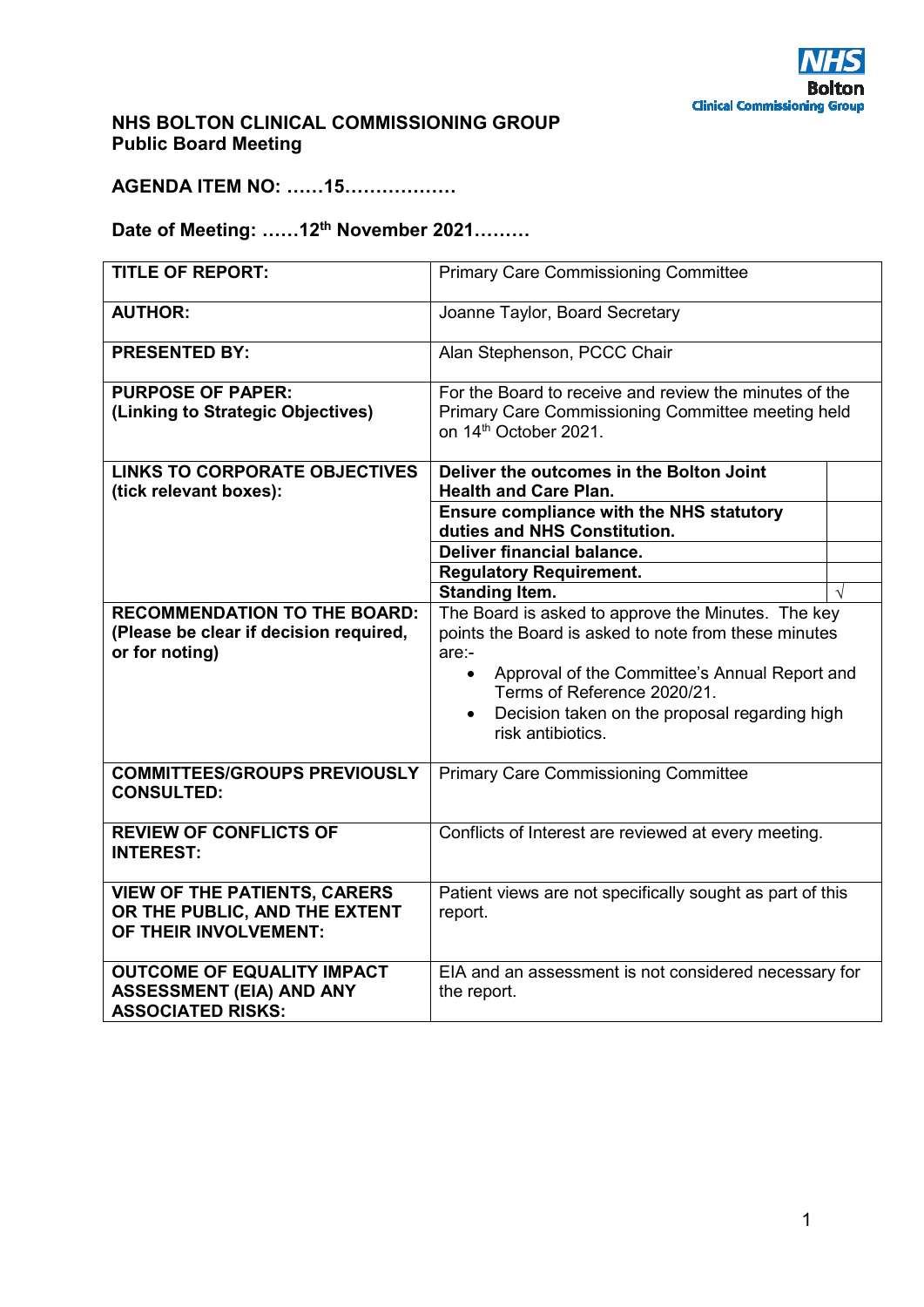**NHS Bolton Clinical Commissioning Group**

## NHS BOLTON CLINICAL COMMISSIONING GROUP
### Public Board Meeting

**AGENDA ITEM NO: ……15………………**

**Date of Meeting: ……12th November 2021………**

| | | |
|---|---|---|
| **TITLE OF REPORT:** | Primary Care Commissioning Committee | |
| **AUTHOR:** | Joanne Taylor, Board Secretary | |
| **PRESENTED BY:** | Alan Stephenson, PCCC Chair | |
| **PURPOSE OF PAPER: (Linking to Strategic Objectives)** | For the Board to receive and review the minutes of the Primary Care Commissioning Committee meeting held on 14th October 2021. | |
| **LINKS TO CORPORATE OBJECTIVES (tick relevant boxes):** | **Deliver the outcomes in the Bolton Joint Health and Care Plan.** | |
| | **Ensure compliance with the NHS statutory duties and NHS Constitution.** | |
| | **Deliver financial balance.** | |
| | **Regulatory Requirement.** | |
| | **Standing Item.** | √ |
| **RECOMMENDATION TO THE BOARD: (Please be clear if decision required, or for noting)** | The Board is asked to approve the Minutes. The key points the Board is asked to note from these minutes are:-<br>• Approval of the Committee's Annual Report and Terms of Reference 2020/21.<br>• Decision taken on the proposal regarding high risk antibiotics. | |
| **COMMITTEES/GROUPS PREVIOUSLY CONSULTED:** | Primary Care Commissioning Committee | |
| **REVIEW OF CONFLICTS OF INTEREST:** | Conflicts of Interest are reviewed at every meeting. | |
| **VIEW OF THE PATIENTS, CARERS OR THE PUBLIC, AND THE EXTENT OF THEIR INVOLVEMENT:** | Patient views are not specifically sought as part of this report. | |
| **OUTCOME OF EQUALITY IMPACT ASSESSMENT (EIA) AND ANY ASSOCIATED RISKS:** | EIA and an assessment is not considered necessary for the report. | |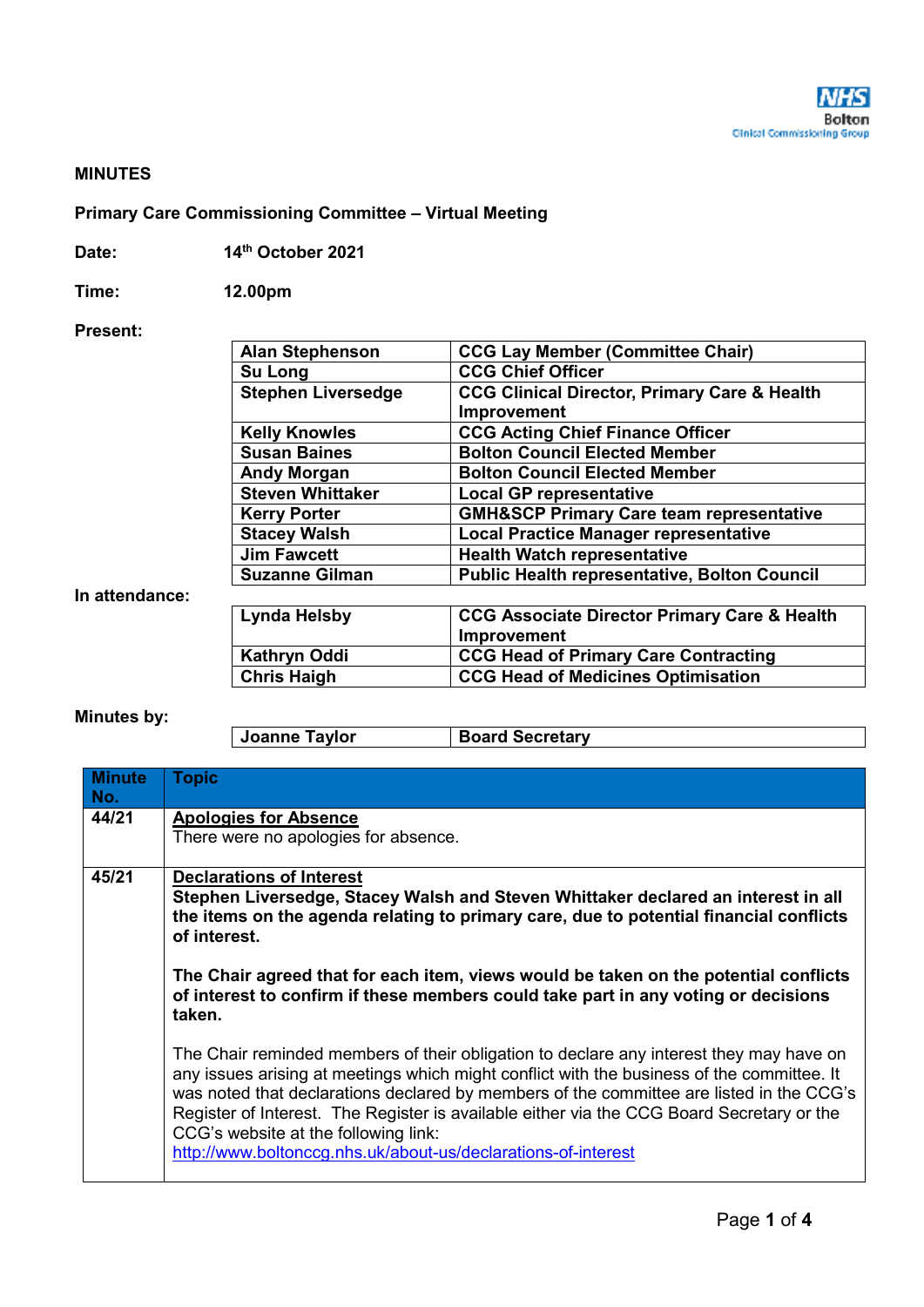**MINUTES**

**Primary Care Commissioning Committee – Virtual Meeting**

**Date:** 14th October 2021

**Time:** 12.00pm

**Present:**

| | |
|---|---|
| **Alan Stephenson** | **CCG Lay Member (Committee Chair)** |
| **Su Long** | **CCG Chief Officer** |
| **Stephen Liversedge** | **CCG Clinical Director, Primary Care & Health Improvement** |
| **Kelly Knowles** | **CCG Acting Chief Finance Officer** |
| **Susan Baines** | **Bolton Council Elected Member** |
| **Andy Morgan** | **Bolton Council Elected Member** |
| **Steven Whittaker** | **Local GP representative** |
| **Kerry Porter** | **GMH&SCP Primary Care team representative** |
| **Stacey Walsh** | **Local Practice Manager representative** |
| **Jim Fawcett** | **Health Watch representative** |
| **Suzanne Gilman** | **Public Health representative, Bolton Council** |

**In attendance:**

| | |
|---|---|
| **Lynda Helsby** | **CCG Associate Director Primary Care & Health Improvement** |
| **Kathryn Oddi** | **CCG Head of Primary Care Contracting** |
| **Chris Haigh** | **CCG Head of Medicines Optimisation** |

**Minutes by:**

| | |
|---|---|
| **Joanne Taylor** | **Board Secretary** |

| Minute No. | Topic |
|---|---|
| **44/21** | **Apologies for Absence**<br>There were no apologies for absence. |
| **45/21** | **Declarations of Interest**<br>**Stephen Liversedge, Stacey Walsh and Steven Whittaker declared an interest in all the items on the agenda relating to primary care, due to potential financial conflicts of interest.**<br><br>**The Chair agreed that for each item, views would be taken on the potential conflicts of interest to confirm if these members could take part in any voting or decisions taken.**<br><br>The Chair reminded members of their obligation to declare any interest they may have on any issues arising at meetings which might conflict with the business of the committee. It was noted that declarations declared by members of the committee are listed in the CCG's Register of Interest. The Register is available either via the CCG Board Secretary or the CCG's website at the following link:<br>http://www.boltonccg.nhs.uk/about-us/declarations-of-interest |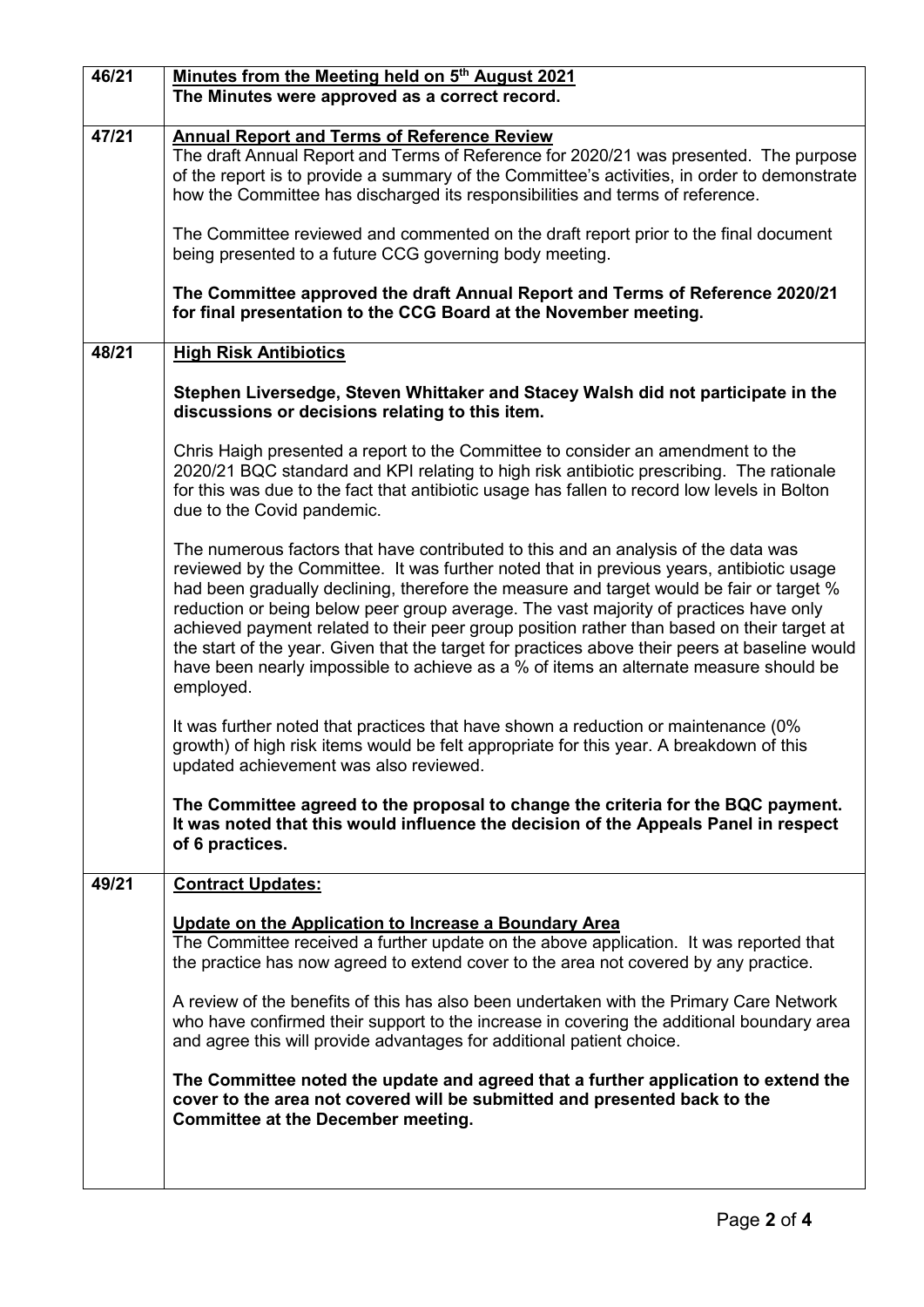| | |
|---|---|
| 46/21 | **Minutes from the Meeting held on 5th August 2021**<br>**The Minutes were approved as a correct record.** |
| 47/21 | **Annual Report and Terms of Reference Review**<br>The draft Annual Report and Terms of Reference for 2020/21 was presented. The purpose of the report is to provide a summary of the Committee's activities, in order to demonstrate how the Committee has discharged its responsibilities and terms of reference.<br><br>The Committee reviewed and commented on the draft report prior to the final document being presented to a future CCG governing body meeting.<br><br>**The Committee approved the draft Annual Report and Terms of Reference 2020/21 for final presentation to the CCG Board at the November meeting.** |
| 48/21 | **High Risk Antibiotics**<br><br>**Stephen Liversedge, Steven Whittaker and Stacey Walsh did not participate in the discussions or decisions relating to this item.**<br><br>Chris Haigh presented a report to the Committee to consider an amendment to the 2020/21 BQC standard and KPI relating to high risk antibiotic prescribing. The rationale for this was due to the fact that antibiotic usage has fallen to record low levels in Bolton due to the Covid pandemic.<br><br>The numerous factors that have contributed to this and an analysis of the data was reviewed by the Committee. It was further noted that in previous years, antibiotic usage had been gradually declining, therefore the measure and target would be fair or target % reduction or being below peer group average. The vast majority of practices have only achieved payment related to their peer group position rather than based on their target at the start of the year. Given that the target for practices above their peers at baseline would have been nearly impossible to achieve as a % of items an alternate measure should be employed.<br><br>It was further noted that practices that have shown a reduction or maintenance (0% growth) of high risk items would be felt appropriate for this year. A breakdown of this updated achievement was also reviewed.<br><br>**The Committee agreed to the proposal to change the criteria for the BQC payment. It was noted that this would influence the decision of the Appeals Panel in respect of 6 practices.** |
| 49/21 | **Contract Updates:**<br><br>**Update on the Application to Increase a Boundary Area**<br>The Committee received a further update on the above application. It was reported that the practice has now agreed to extend cover to the area not covered by any practice.<br><br>A review of the benefits of this has also been undertaken with the Primary Care Network who have confirmed their support to the increase in covering the additional boundary area and agree this will provide advantages for additional patient choice.<br><br>**The Committee noted the update and agreed that a further application to extend the cover to the area not covered will be submitted and presented back to the Committee at the December meeting.** |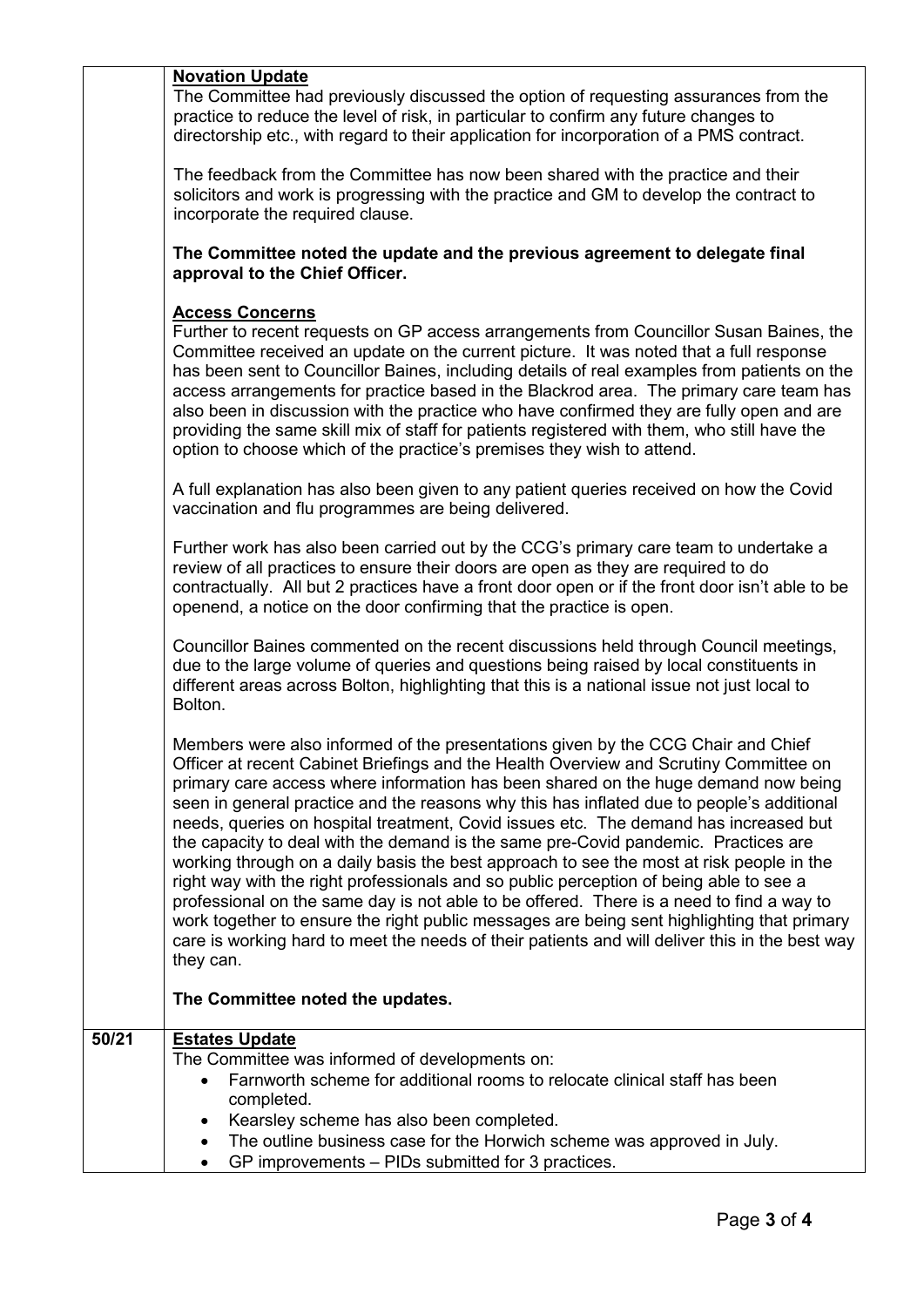| | |
|---|---|
| | **Novation Update**<br>The Committee had previously discussed the option of requesting assurances from the practice to reduce the level of risk, in particular to confirm any future changes to directorship etc., with regard to their application for incorporation of a PMS contract.<br><br>The feedback from the Committee has now been shared with the practice and their solicitors and work is progressing with the practice and GM to develop the contract to incorporate the required clause.<br><br>**The Committee noted the update and the previous agreement to delegate final approval to the Chief Officer.**<br><br>**Access Concerns**<br>Further to recent requests on GP access arrangements from Councillor Susan Baines, the Committee received an update on the current picture. It was noted that a full response has been sent to Councillor Baines, including details of real examples from patients on the access arrangements for practice based in the Blackrod area. The primary care team has also been in discussion with the practice who have confirmed they are fully open and are providing the same skill mix of staff for patients registered with them, who still have the option to choose which of the practice's premises they wish to attend.<br><br>A full explanation has also been given to any patient queries received on how the Covid vaccination and flu programmes are being delivered.<br><br>Further work has also been carried out by the CCG's primary care team to undertake a review of all practices to ensure their doors are open as they are required to do contractually. All but 2 practices have a front door open or if the front door isn't able to be openend, a notice on the door confirming that the practice is open.<br><br>Councillor Baines commented on the recent discussions held through Council meetings, due to the large volume of queries and questions being raised by local constituents in different areas across Bolton, highlighting that this is a national issue not just local to Bolton.<br><br>Members were also informed of the presentations given by the CCG Chair and Chief Officer at recent Cabinet Briefings and the Health Overview and Scrutiny Committee on primary care access where information has been shared on the huge demand now being seen in general practice and the reasons why this has inflated due to people's additional needs, queries on hospital treatment, Covid issues etc. The demand has increased but the capacity to deal with the demand is the same pre-Covid pandemic. Practices are working through on a daily basis the best approach to see the most at risk people in the right way with the right professionals and so public perception of being able to see a professional on the same day is not able to be offered. There is a need to find a way to work together to ensure the right public messages are being sent highlighting that primary care is working hard to meet the needs of their patients and will deliver this in the best way they can.<br><br>**The Committee noted the updates.** |
| **50/21** | **Estates Update**<br>The Committee was informed of developments on:<br>• Farnworth scheme for additional rooms to relocate clinical staff has been completed.<br>• Kearsley scheme has also been completed.<br>• The outline business case for the Horwich scheme was approved in July.<br>• GP improvements – PIDs submitted for 3 practices. |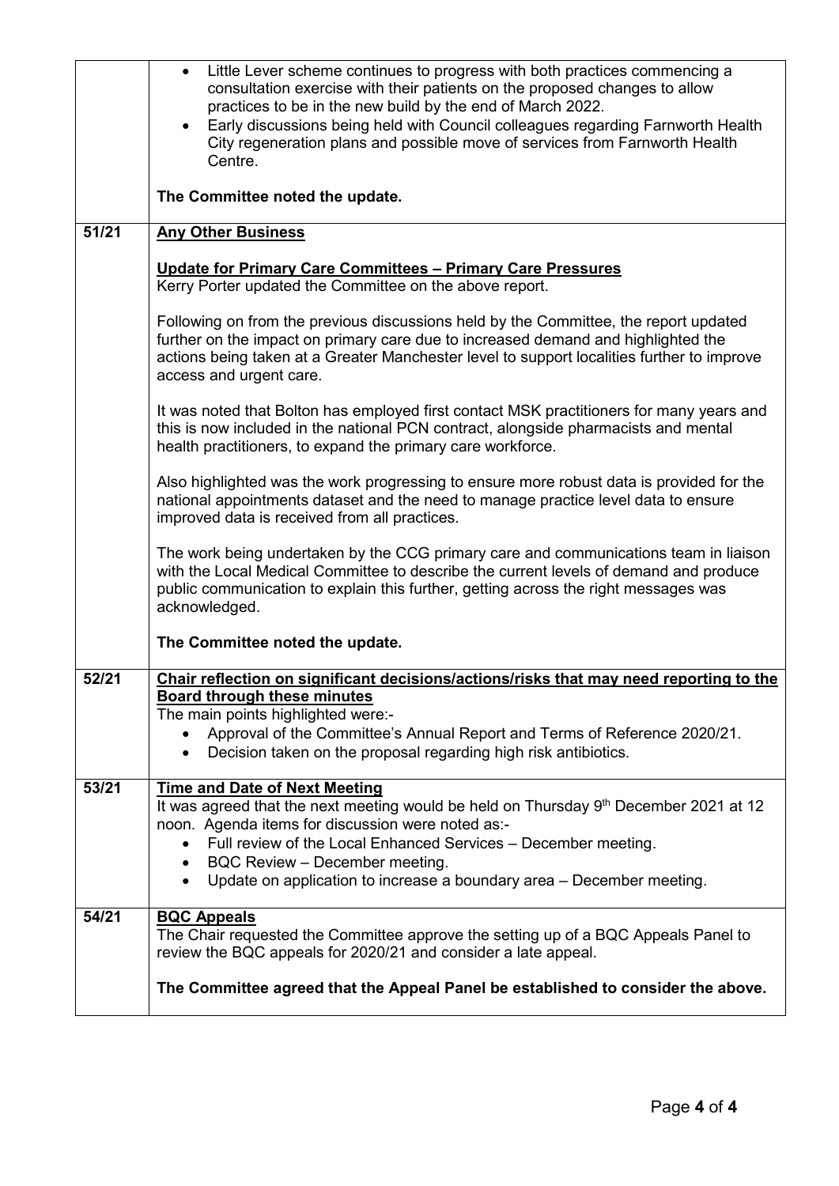| | |
|---|---|
| | • Little Lever scheme continues to progress with both practices commencing a consultation exercise with their patients on the proposed changes to allow practices to be in the new build by the end of March 2022.<br>• Early discussions being held with Council colleagues regarding Farnworth Health City regeneration plans and possible move of services from Farnworth Health Centre.<br><br>**The Committee noted the update.** |
| **51/21** | **Any Other Business**<br><br>**Update for Primary Care Committees – Primary Care Pressures**<br>Kerry Porter updated the Committee on the above report.<br><br>Following on from the previous discussions held by the Committee, the report updated further on the impact on primary care due to increased demand and highlighted the actions being taken at a Greater Manchester level to support localities further to improve access and urgent care.<br><br>It was noted that Bolton has employed first contact MSK practitioners for many years and this is now included in the national PCN contract, alongside pharmacists and mental health practitioners, to expand the primary care workforce.<br><br>Also highlighted was the work progressing to ensure more robust data is provided for the national appointments dataset and the need to manage practice level data to ensure improved data is received from all practices.<br><br>The work being undertaken by the CCG primary care and communications team in liaison with the Local Medical Committee to describe the current levels of demand and produce public communication to explain this further, getting across the right messages was acknowledged.<br><br>**The Committee noted the update.** |
| **52/21** | **Chair reflection on significant decisions/actions/risks that may need reporting to the Board through these minutes**<br>The main points highlighted were:-<br>• Approval of the Committee's Annual Report and Terms of Reference 2020/21.<br>• Decision taken on the proposal regarding high risk antibiotics. |
| **53/21** | **Time and Date of Next Meeting**<br>It was agreed that the next meeting would be held on Thursday 9th December 2021 at 12 noon. Agenda items for discussion were noted as:-<br>• Full review of the Local Enhanced Services – December meeting.<br>• BQC Review – December meeting.<br>• Update on application to increase a boundary area – December meeting. |
| **54/21** | **BQC Appeals**<br>The Chair requested the Committee approve the setting up of a BQC Appeals Panel to review the BQC appeals for 2020/21 and consider a late appeal.<br><br>**The Committee agreed that the Appeal Panel be established to consider the above.** |